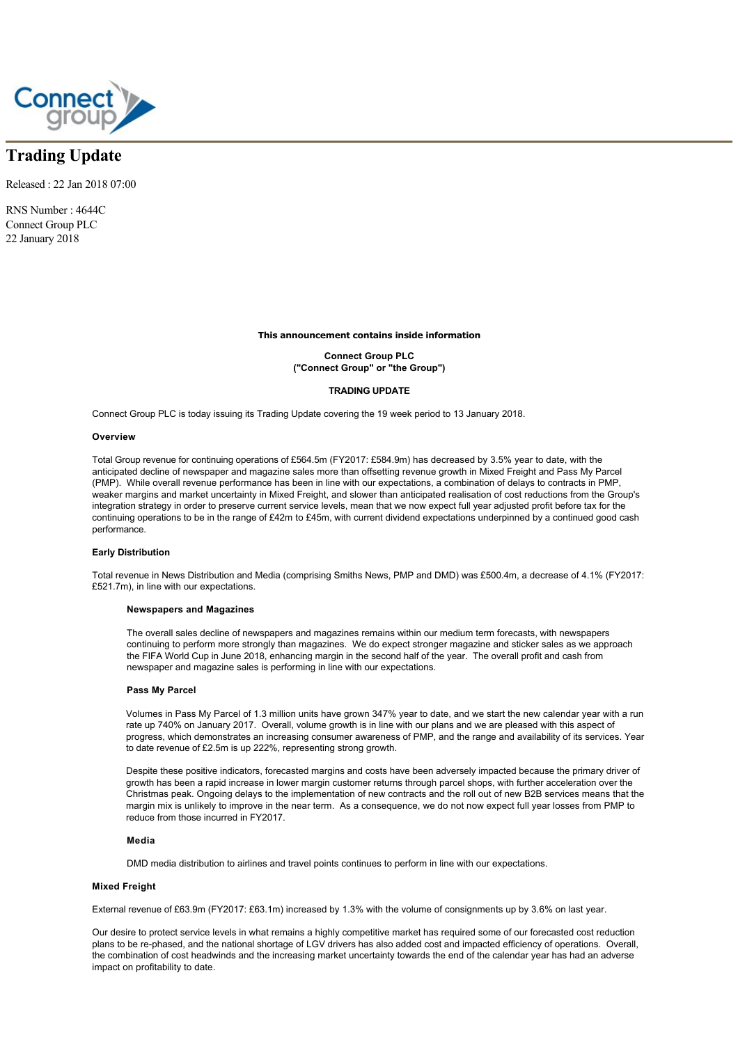# Trading Update

Released : 22 Jan 2018 07:00

RNS Number : 4644C
Connect Group PLC
22 January 2018

**This announcement contains inside information**

**Connect Group PLC**
**("Connect Group" or "the Group")**

**TRADING UPDATE**

Connect Group PLC is today issuing its Trading Update covering the 19 week period to 13 January 2018.

**Overview**

Total Group revenue for continuing operations of £564.5m (FY2017: £584.9m) has decreased by 3.5% year to date, with the anticipated decline of newspaper and magazine sales more than offsetting revenue growth in Mixed Freight and Pass My Parcel (PMP). While overall revenue performance has been in line with our expectations, a combination of delays to contracts in PMP, weaker margins and market uncertainty in Mixed Freight, and slower than anticipated realisation of cost reductions from the Group's integration strategy in order to preserve current service levels, mean that we now expect full year adjusted profit before tax for the continuing operations to be in the range of £42m to £45m, with current dividend expectations underpinned by a continued good cash performance.

**Early Distribution**

Total revenue in News Distribution and Media (comprising Smiths News, PMP and DMD) was £500.4m, a decrease of 4.1% (FY2017: £521.7m), in line with our expectations.

**Newspapers and Magazines**

The overall sales decline of newspapers and magazines remains within our medium term forecasts, with newspapers continuing to perform more strongly than magazines. We do expect stronger magazine and sticker sales as we approach the FIFA World Cup in June 2018, enhancing margin in the second half of the year. The overall profit and cash from newspaper and magazine sales is performing in line with our expectations.

**Pass My Parcel**

Volumes in Pass My Parcel of 1.3 million units have grown 347% year to date, and we start the new calendar year with a run rate up 740% on January 2017. Overall, volume growth is in line with our plans and we are pleased with this aspect of progress, which demonstrates an increasing consumer awareness of PMP, and the range and availability of its services. Year to date revenue of £2.5m is up 222%, representing strong growth.

Despite these positive indicators, forecasted margins and costs have been adversely impacted because the primary driver of growth has been a rapid increase in lower margin customer returns through parcel shops, with further acceleration over the Christmas peak. Ongoing delays to the implementation of new contracts and the roll out of new B2B services means that the margin mix is unlikely to improve in the near term. As a consequence, we do not now expect full year losses from PMP to reduce from those incurred in FY2017.

**Media**

DMD media distribution to airlines and travel points continues to perform in line with our expectations.

**Mixed Freight**

External revenue of £63.9m (FY2017: £63.1m) increased by 1.3% with the volume of consignments up by 3.6% on last year.

Our desire to protect service levels in what remains a highly competitive market has required some of our forecasted cost reduction plans to be re-phased, and the national shortage of LGV drivers has also added cost and impacted efficiency of operations. Overall, the combination of cost headwinds and the increasing market uncertainty towards the end of the calendar year has had an adverse impact on profitability to date.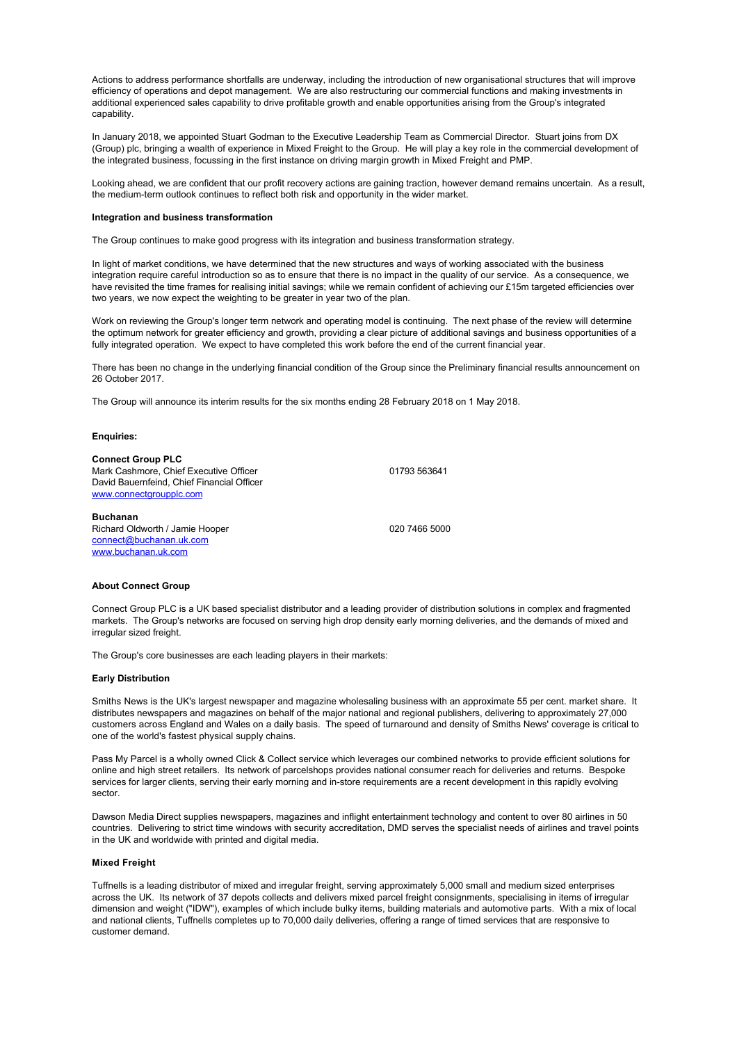Actions to address performance shortfalls are underway, including the introduction of new organisational structures that will improve efficiency of operations and depot management. We are also restructuring our commercial functions and making investments in additional experienced sales capability to drive profitable growth and enable opportunities arising from the Group's integrated capability.

In January 2018, we appointed Stuart Godman to the Executive Leadership Team as Commercial Director. Stuart joins from DX (Group) plc, bringing a wealth of experience in Mixed Freight to the Group. He will play a key role in the commercial development of the integrated business, focussing in the first instance on driving margin growth in Mixed Freight and PMP.

Looking ahead, we are confident that our profit recovery actions are gaining traction, however demand remains uncertain. As a result, the medium-term outlook continues to reflect both risk and opportunity in the wider market.

**Integration and business transformation**

The Group continues to make good progress with its integration and business transformation strategy.

In light of market conditions, we have determined that the new structures and ways of working associated with the business integration require careful introduction so as to ensure that there is no impact in the quality of our service. As a consequence, we have revisited the time frames for realising initial savings; while we remain confident of achieving our £15m targeted efficiencies over two years, we now expect the weighting to be greater in year two of the plan.

Work on reviewing the Group's longer term network and operating model is continuing. The next phase of the review will determine the optimum network for greater efficiency and growth, providing a clear picture of additional savings and business opportunities of a fully integrated operation. We expect to have completed this work before the end of the current financial year.

There has been no change in the underlying financial condition of the Group since the Preliminary financial results announcement on 26 October 2017.

The Group will announce its interim results for the six months ending 28 February 2018 on 1 May 2018.

**Enquiries:**

**Connect Group PLC**
Mark Cashmore, Chief Executive Officer — 01793 563641
David Bauernfeind, Chief Financial Officer
www.connectgroupplc.com

**Buchanan**
Richard Oldworth / Jamie Hooper — 020 7466 5000
connect@buchanan.uk.com
www.buchanan.uk.com

**About Connect Group**

Connect Group PLC is a UK based specialist distributor and a leading provider of distribution solutions in complex and fragmented markets. The Group's networks are focused on serving high drop density early morning deliveries, and the demands of mixed and irregular sized freight.

The Group's core businesses are each leading players in their markets:

**Early Distribution**

Smiths News is the UK's largest newspaper and magazine wholesaling business with an approximate 55 per cent. market share. It distributes newspapers and magazines on behalf of the major national and regional publishers, delivering to approximately 27,000 customers across England and Wales on a daily basis. The speed of turnaround and density of Smiths News' coverage is critical to one of the world's fastest physical supply chains.

Pass My Parcel is a wholly owned Click & Collect service which leverages our combined networks to provide efficient solutions for online and high street retailers. Its network of parcelshops provides national consumer reach for deliveries and returns. Bespoke services for larger clients, serving their early morning and in-store requirements are a recent development in this rapidly evolving sector.

Dawson Media Direct supplies newspapers, magazines and inflight entertainment technology and content to over 80 airlines in 50 countries. Delivering to strict time windows with security accreditation, DMD serves the specialist needs of airlines and travel points in the UK and worldwide with printed and digital media.

**Mixed Freight**

Tuffnells is a leading distributor of mixed and irregular freight, serving approximately 5,000 small and medium sized enterprises across the UK. Its network of 37 depots collects and delivers mixed parcel freight consignments, specialising in items of irregular dimension and weight ("IDW"), examples of which include bulky items, building materials and automotive parts. With a mix of local and national clients, Tuffnells completes up to 70,000 daily deliveries, offering a range of timed services that are responsive to customer demand.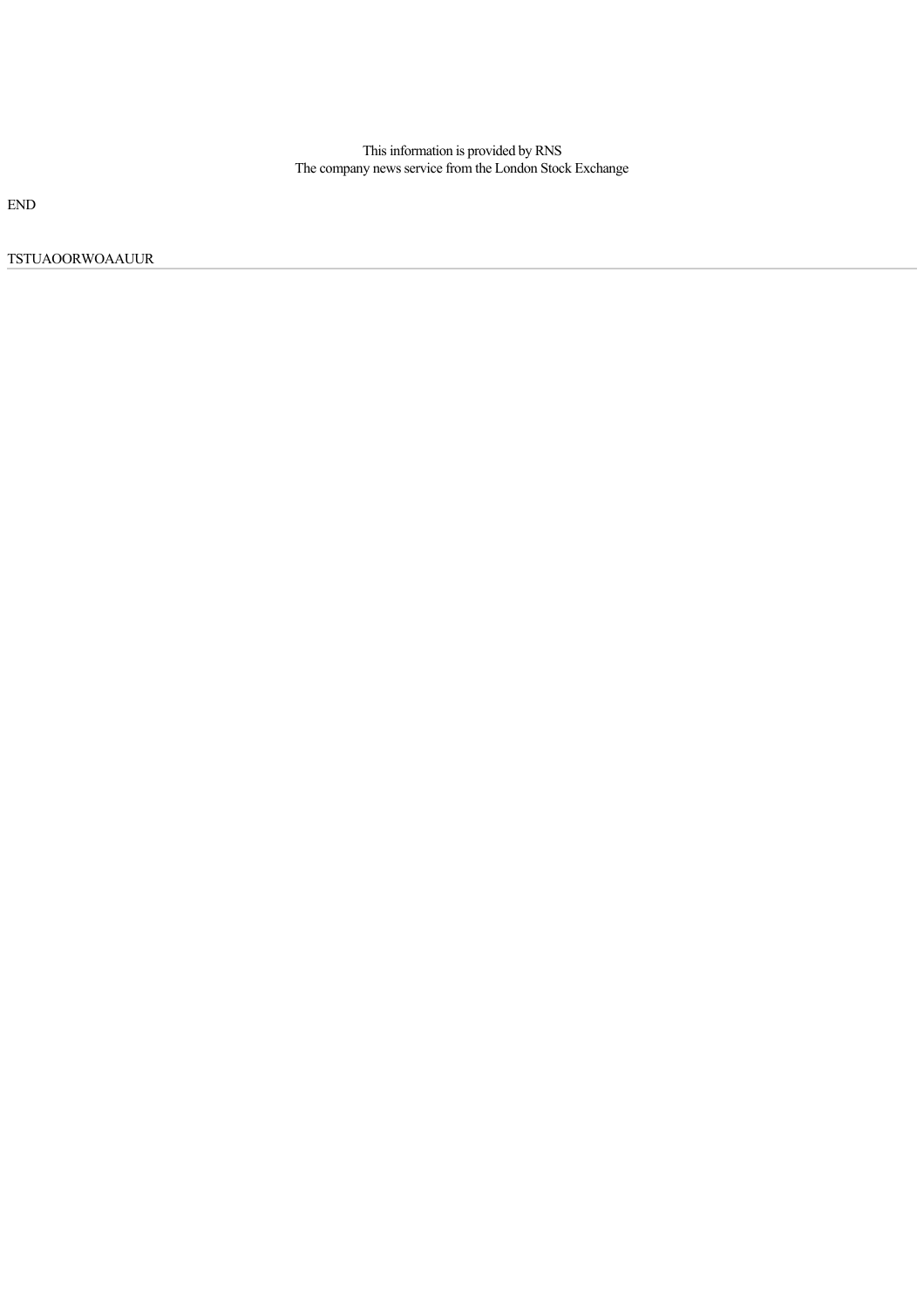This information is provided by RNS
The company news service from the London Stock Exchange

END

TSTUAOORWOAAUUR

---